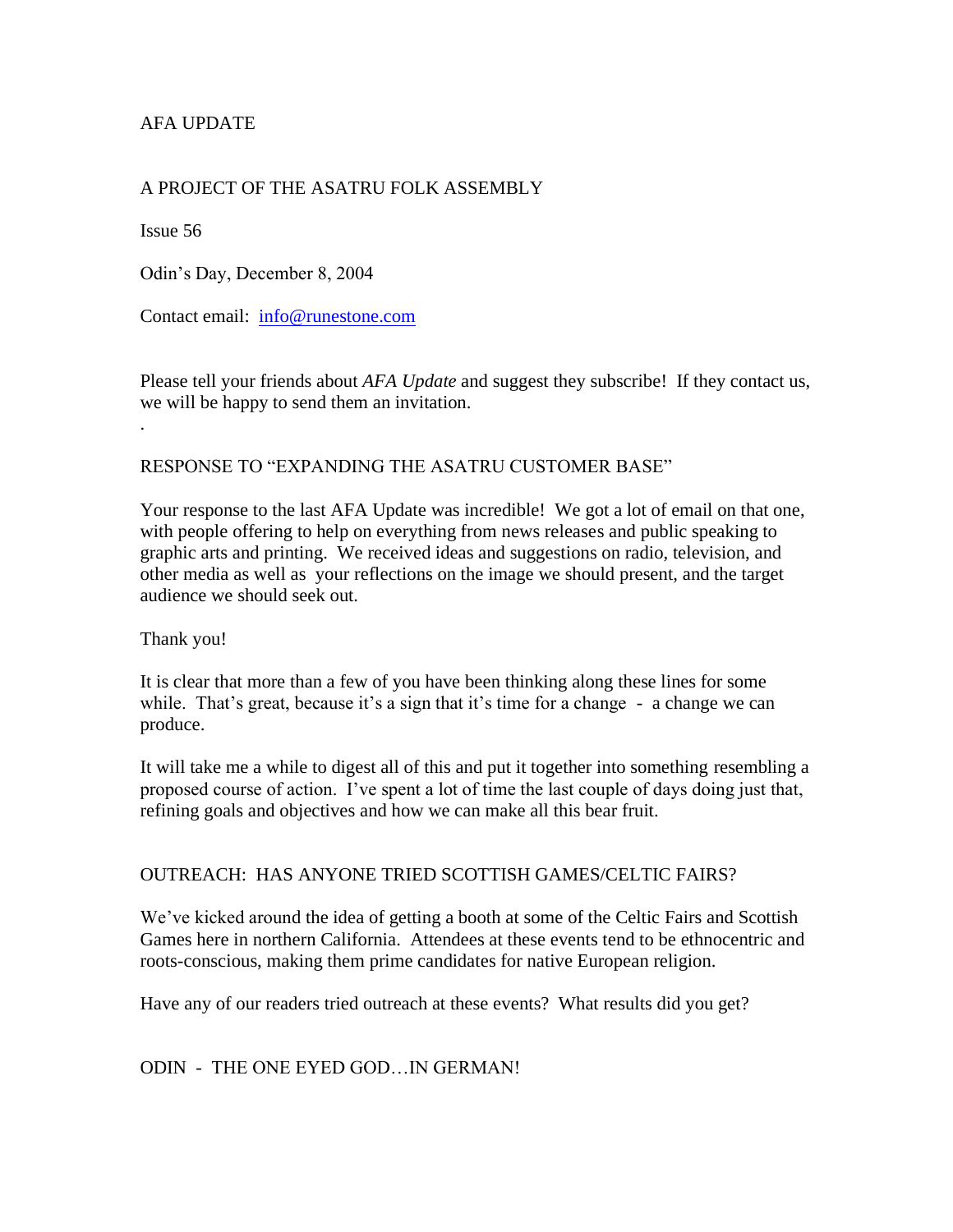AFA UPDATE

A PROJECT OF THE ASATRU FOLK ASSEMBLY

Issue 56

Odin's Day, December 8, 2004

Contact email: info@runestone.com

Please tell your friends about *AFA Update* and suggest they subscribe! If they contact us, we will be happy to send them an invitation.

.

## RESPONSE TO "EXPANDING THE ASATRU CUSTOMER BASE"

Your response to the last AFA Update was incredible! We got a lot of email on that one, with people offering to help on everything from news releases and public speaking to graphic arts and printing. We received ideas and suggestions on radio, television, and other media as well as your reflections on the image we should present, and the target audience we should seek out.

Thank you!

It is clear that more than a few of you have been thinking along these lines for some while. That's great, because it's a sign that it's time for a change - a change we can produce.

It will take me a while to digest all of this and put it together into something resembling a proposed course of action. I've spent a lot of time the last couple of days doing just that, refining goals and objectives and how we can make all this bear fruit.

## OUTREACH: HAS ANYONE TRIED SCOTTISH GAMES/CELTIC FAIRS?

We've kicked around the idea of getting a booth at some of the Celtic Fairs and Scottish Games here in northern California. Attendees at these events tend to be ethnocentric and roots-conscious, making them prime candidates for native European religion.

Have any of our readers tried outreach at these events? What results did you get?

## ODIN - THE ONE EYED GOD…IN GERMAN!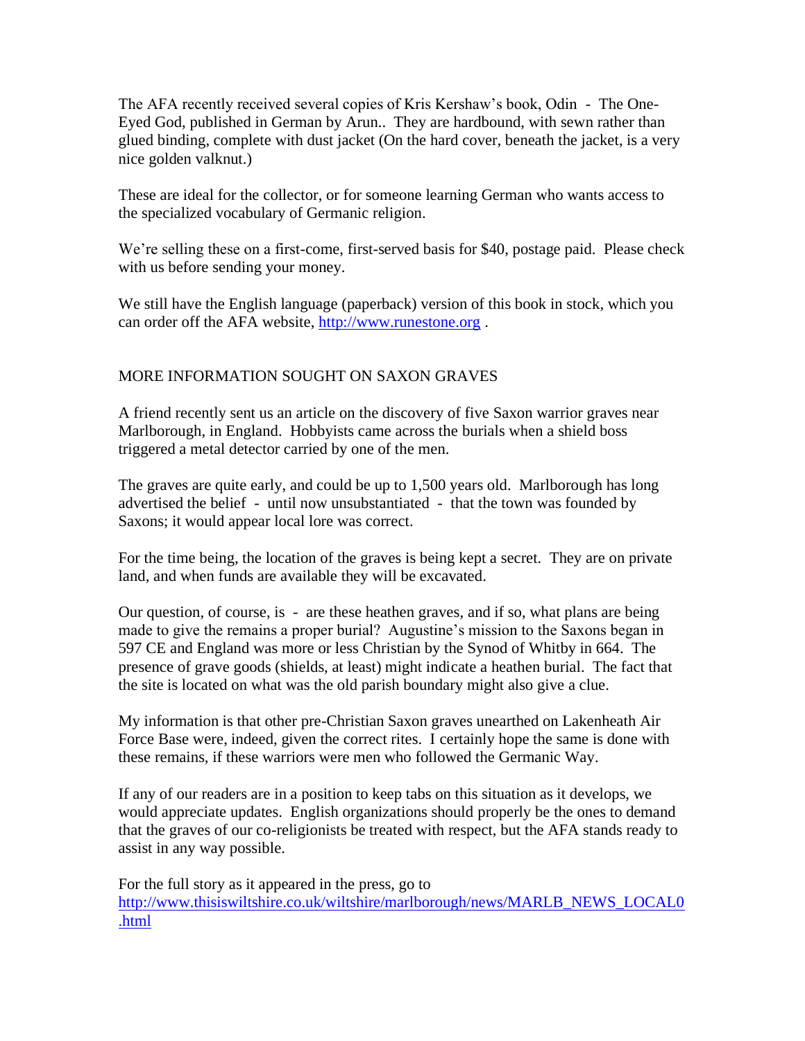The AFA recently received several copies of Kris Kershaw's book, Odin - The One-Eyed God, published in German by Arun.. They are hardbound, with sewn rather than glued binding, complete with dust jacket (On the hard cover, beneath the jacket, is a very nice golden valknut.)

These are ideal for the collector, or for someone learning German who wants access to the specialized vocabulary of Germanic religion.

We're selling these on a first-come, first-served basis for $40, postage paid. Please check with us before sending your money.

We still have the English language (paperback) version of this book in stock, which you can order off the AFA website, [http://www.runestone.org](http://www.runestone.org) .

## MORE INFORMATION SOUGHT ON SAXON GRAVES

A friend recently sent us an article on the discovery of five Saxon warrior graves near Marlborough, in England. Hobbyists came across the burials when a shield boss triggered a metal detector carried by one of the men.

The graves are quite early, and could be up to 1,500 years old. Marlborough has long advertised the belief - until now unsubstantiated - that the town was founded by Saxons; it would appear local lore was correct.

For the time being, the location of the graves is being kept a secret. They are on private land, and when funds are available they will be excavated.

Our question, of course, is - are these heathen graves, and if so, what plans are being made to give the remains a proper burial? Augustine's mission to the Saxons began in 597 CE and England was more or less Christian by the Synod of Whitby in 664. The presence of grave goods (shields, at least) might indicate a heathen burial. The fact that the site is located on what was the old parish boundary might also give a clue.

My information is that other pre-Christian Saxon graves unearthed on Lakenheath Air Force Base were, indeed, given the correct rites. I certainly hope the same is done with these remains, if these warriors were men who followed the Germanic Way.

If any of our readers are in a position to keep tabs on this situation as it develops, we would appreciate updates. English organizations should properly be the ones to demand that the graves of our co-religionists be treated with respect, but the AFA stands ready to assist in any way possible.

For the full story as it appeared in the press, go to [http://www.thisiswiltshire.co.uk/wiltshire/marlborough/news/MARLB_NEWS_LOCAL0.html](http://www.thisiswiltshire.co.uk/wiltshire/marlborough/news/MARLB_NEWS_LOCAL0.html)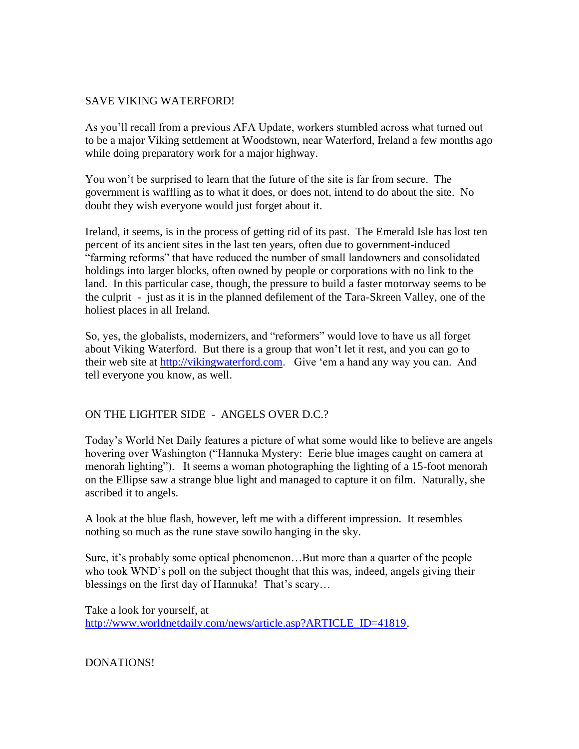## SAVE VIKING WATERFORD!

As you'll recall from a previous AFA Update, workers stumbled across what turned out to be a major Viking settlement at Woodstown, near Waterford, Ireland a few months ago while doing preparatory work for a major highway.

You won't be surprised to learn that the future of the site is far from secure. The government is waffling as to what it does, or does not, intend to do about the site. No doubt they wish everyone would just forget about it.

Ireland, it seems, is in the process of getting rid of its past. The Emerald Isle has lost ten percent of its ancient sites in the last ten years, often due to government-induced "farming reforms" that have reduced the number of small landowners and consolidated holdings into larger blocks, often owned by people or corporations with no link to the land. In this particular case, though, the pressure to build a faster motorway seems to be the culprit - just as it is in the planned defilement of the Tara-Skreen Valley, one of the holiest places in all Ireland.

So, yes, the globalists, modernizers, and "reformers" would love to have us all forget about Viking Waterford. But there is a group that won't let it rest, and you can go to their web site at [http://vikingwaterford.com](http://vikingwaterford.com). Give 'em a hand any way you can. And tell everyone you know, as well.

## ON THE LIGHTER SIDE - ANGELS OVER D.C.?

Today's World Net Daily features a picture of what some would like to believe are angels hovering over Washington ("Hannuka Mystery: Eerie blue images caught on camera at menorah lighting"). It seems a woman photographing the lighting of a 15-foot menorah on the Ellipse saw a strange blue light and managed to capture it on film. Naturally, she ascribed it to angels.

A look at the blue flash, however, left me with a different impression. It resembles nothing so much as the rune stave sowilo hanging in the sky.

Sure, it's probably some optical phenomenon…But more than a quarter of the people who took WND's poll on the subject thought that this was, indeed, angels giving their blessings on the first day of Hannuka! That's scary…

Take a look for yourself, at [http://www.worldnetdaily.com/news/article.asp?ARTICLE_ID=41819](http://www.worldnetdaily.com/news/article.asp?ARTICLE_ID=41819).

## DONATIONS!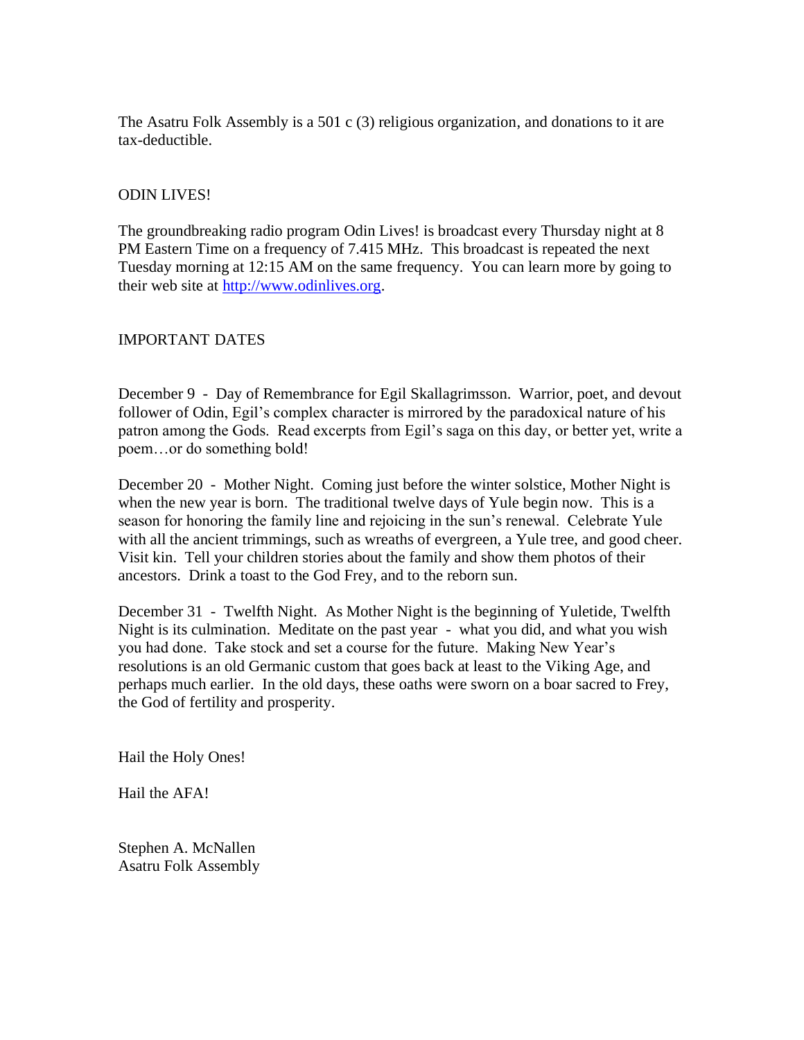The Asatru Folk Assembly is a 501 c (3) religious organization, and donations to it are tax-deductible.

## ODIN LIVES!

The groundbreaking radio program Odin Lives! is broadcast every Thursday night at 8 PM Eastern Time on a frequency of 7.415 MHz. This broadcast is repeated the next Tuesday morning at 12:15 AM on the same frequency. You can learn more by going to their web site at [http://www.odinlives.org](http://www.odinlives.org).

## IMPORTANT DATES

December 9 - Day of Remembrance for Egil Skallagrimsson. Warrior, poet, and devout follower of Odin, Egil's complex character is mirrored by the paradoxical nature of his patron among the Gods. Read excerpts from Egil's saga on this day, or better yet, write a poem…or do something bold!

December 20 - Mother Night. Coming just before the winter solstice, Mother Night is when the new year is born. The traditional twelve days of Yule begin now. This is a season for honoring the family line and rejoicing in the sun's renewal. Celebrate Yule with all the ancient trimmings, such as wreaths of evergreen, a Yule tree, and good cheer. Visit kin. Tell your children stories about the family and show them photos of their ancestors. Drink a toast to the God Frey, and to the reborn sun.

December 31 - Twelfth Night. As Mother Night is the beginning of Yuletide, Twelfth Night is its culmination. Meditate on the past year - what you did, and what you wish you had done. Take stock and set a course for the future. Making New Year's resolutions is an old Germanic custom that goes back at least to the Viking Age, and perhaps much earlier. In the old days, these oaths were sworn on a boar sacred to Frey, the God of fertility and prosperity.

Hail the Holy Ones!

Hail the AFA!

Stephen A. McNallen  
Asatru Folk Assembly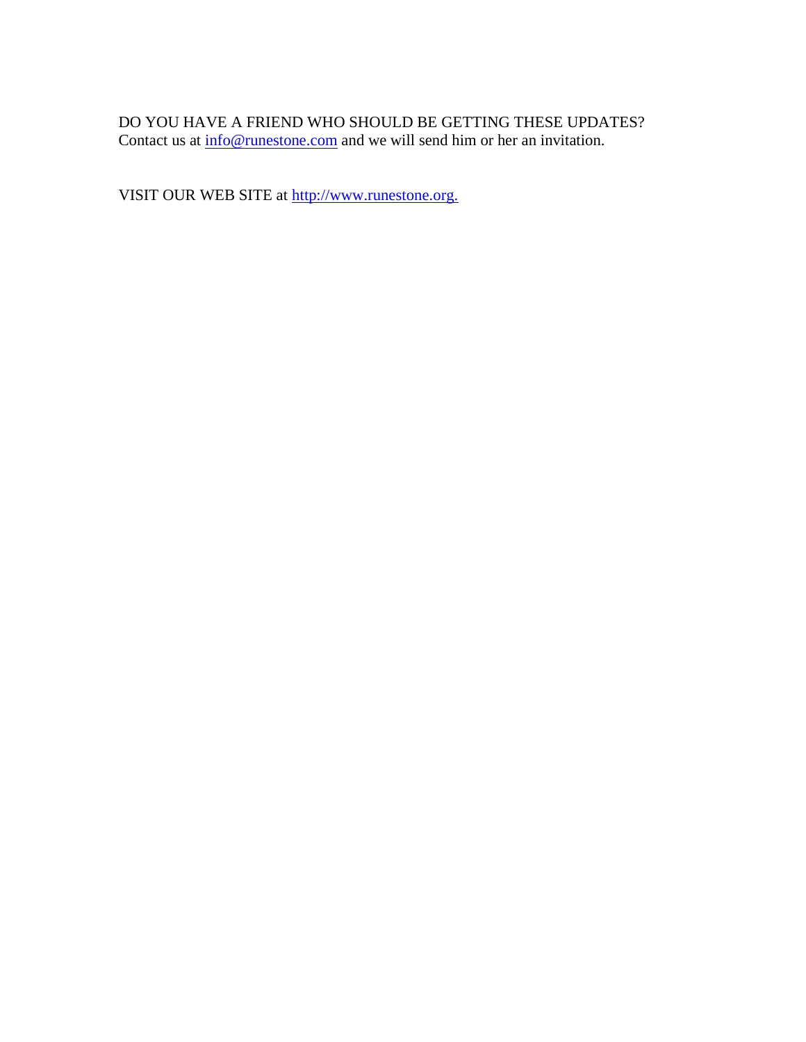DO YOU HAVE A FRIEND WHO SHOULD BE GETTING THESE UPDATES?
Contact us at info@runestone.com and we will send him or her an invitation.

VISIT OUR WEB SITE at http://www.runestone.org.